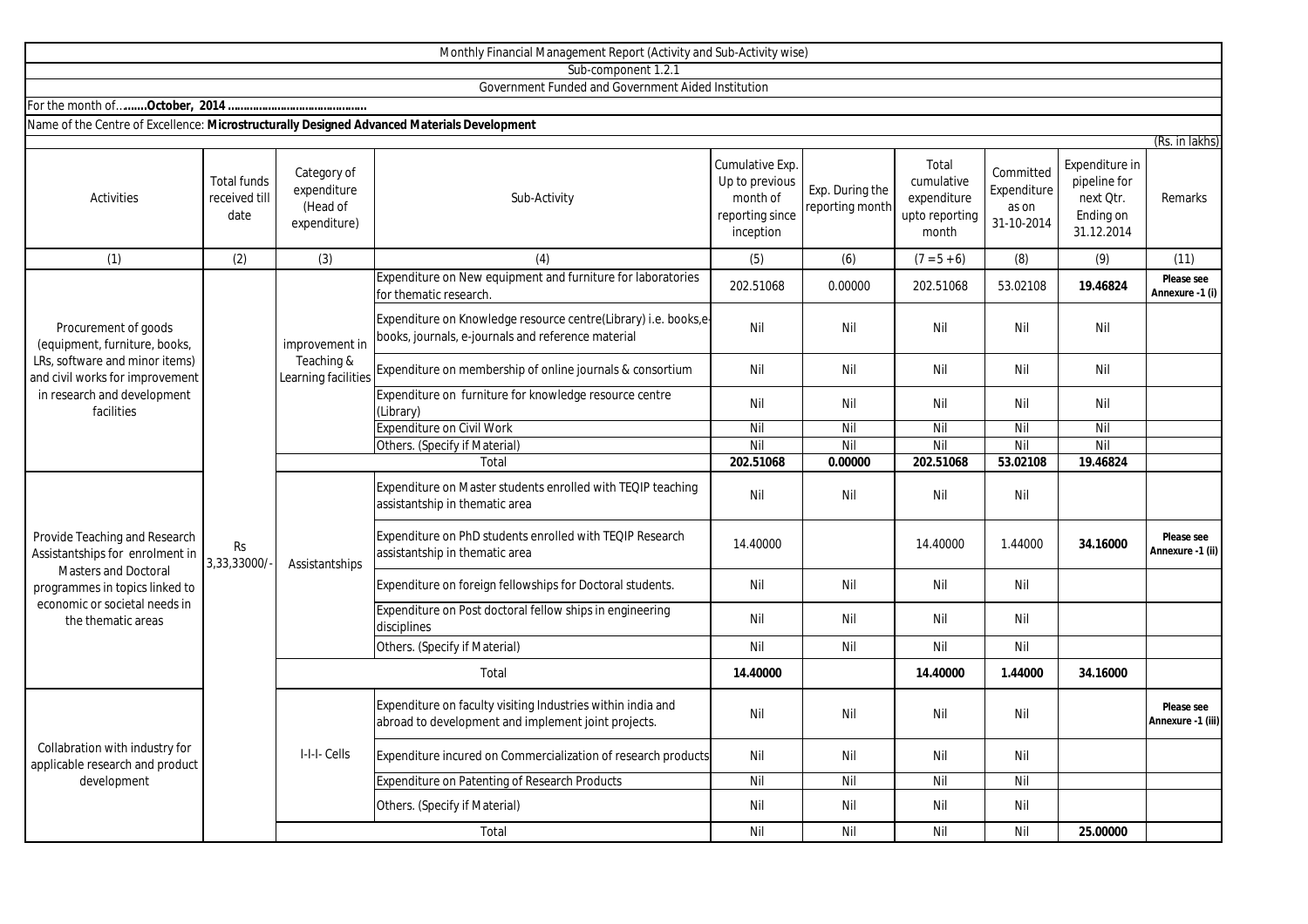Monthly Financial Management Report (Activity and Sub-Activity wise)

Sub-component 1.2.1

Government Funded and Government Aided Institution

For the month of...**.....October, 2014 ..........................................**

Name of the Centre of Excellence: **Microstructurally Designed Advanced Materials Development**

(Rs. in lakhs)

| Activities | Total funds received till date | Category of expenditure (Head of expenditure) | Sub-Activity | Cumulative Exp. Up to previous month of reporting since inception | Exp. During the reporting month | Total cumulative expenditure upto reporting month | Committed Expenditure as on 31-10-2014 | Expenditure in pipeline for next Qtr. Ending on 31.12.2014 | Remarks |
|---|---|---|---|---|---|---|---|---|---|
| (1) | (2) | (3) | (4) | (5) | (6) | (7 = 5 + 6) | (8) | (9) | (11) |
| Procurement of goods (equipment, furniture, books, LRs, software and minor items) and civil works for improvement in research and development facilities | Rs 3,33,33000/- | improvement in Teaching & Learning facilities | Expenditure on New equipment and furniture for laboratories for thematic research. | 202.51068 | 0.00000 | 202.51068 | 53.02108 | **19.46824** | **Please see Annexure -1 (i)** |
| | | | Expenditure on Knowledge resource centre(Library) i.e. books,e-books, journals, e-journals and reference material | Nil | Nil | Nil | Nil | Nil | |
| | | | Expenditure on membership of online journals & consortium | Nil | Nil | Nil | Nil | Nil | |
| | | | Expenditure on furniture for knowledge resource centre (Library) | Nil | Nil | Nil | Nil | Nil | |
| | | | Expenditure on Civil Work | Nil | Nil | Nil | Nil | Nil | |
| | | | Others. (Specify if Material) | Nil | Nil | Nil | Nil | Nil | |
| | | | Total | **202.51068** | **0.00000** | **202.51068** | **53.02108** | **19.46824** | |
| Provide Teaching and Research Assistantships for enrolment in Masters and Doctoral programmes in topics linked to economic or societal needs in the thematic areas | | Assistantships | Expenditure on Master students enrolled with TEQIP teaching assistantship in thematic area | Nil | Nil | Nil | Nil | | |
| | | | Expenditure on PhD students enrolled with TEQIP Research assistantship in thematic area | 14.40000 | | 14.40000 | 1.44000 | **34.16000** | **Please see Annexure -1 (ii)** |
| | | | Expenditure on foreign fellowships for Doctoral students. | Nil | Nil | Nil | Nil | | |
| | | | Expenditure on Post doctoral fellow ships in engineering disciplines | Nil | Nil | Nil | Nil | | |
| | | | Others. (Specify if Material) | Nil | Nil | Nil | Nil | | |
| | | | Total | **14.40000** | | **14.40000** | **1.44000** | **34.16000** | |
| Collabration with industry for applicable research and product development | | I-I-I- Cells | Expenditure on faculty visiting Industries within india and abroad to development and implement joint projects. | Nil | Nil | Nil | Nil | | **Please see Annexure -1 (iii)** |
| | | | Expenditure incured on Commercialization of research products | Nil | Nil | Nil | Nil | | |
| | | | Expenditure on Patenting of Research Products | Nil | Nil | Nil | Nil | | |
| | | | Others. (Specify if Material) | Nil | Nil | Nil | Nil | | |
| | | | Total | Nil | Nil | Nil | Nil | **25.00000** | |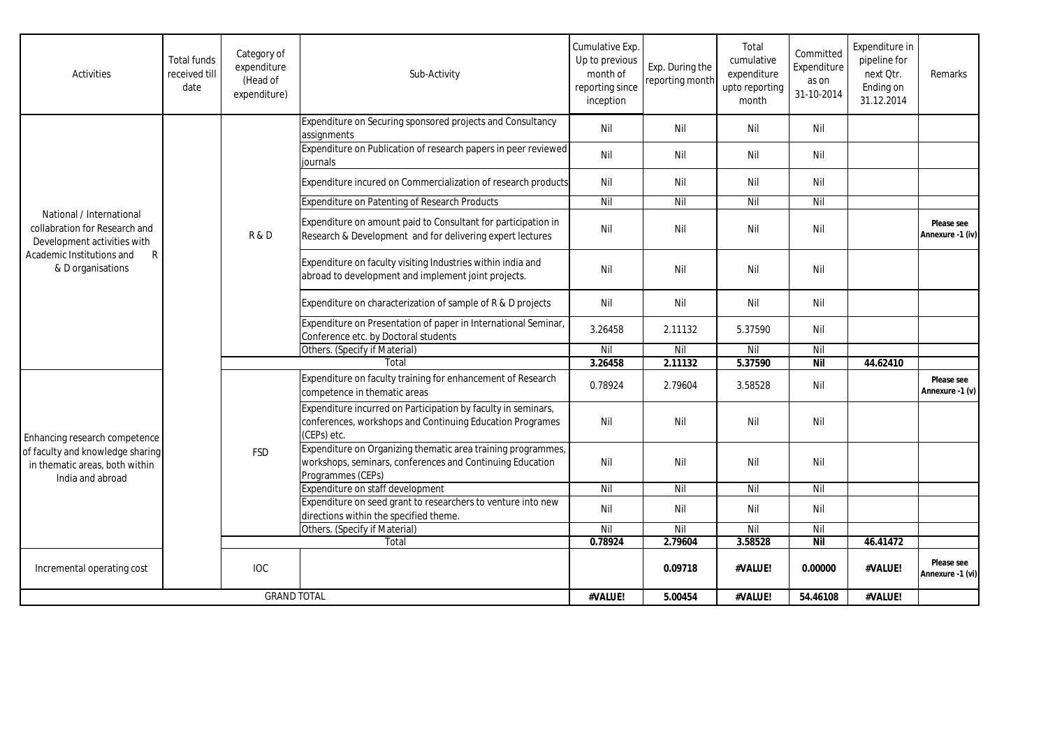| Activities | Total funds received till date | Category of expenditure (Head of expenditure) | Sub-Activity | Cumulative Exp. Up to previous month of reporting since inception | Exp. During the reporting month | Total cumulative expenditure upto reporting month | Committed Expenditure as on 31-10-2014 | Expenditure in pipeline for next Qtr. Ending on 31.12.2014 | Remarks |
|---|---|---|---|---|---|---|---|---|---|
| National / International collabration for Research and Development activities with Academic Institutions and R & D organisations | | R & D | Expenditure on Securing sponsored projects and Consultancy assignments | Nil | Nil | Nil | Nil | | |
| | | | Expenditure on Publication of research papers in peer reviewed journals | Nil | Nil | Nil | Nil | | |
| | | | Expenditure incured on Commercialization of research products | Nil | Nil | Nil | Nil | | |
| | | | Expenditure on Patenting of Research Products | Nil | Nil | Nil | Nil | | |
| | | | Expenditure on amount paid to Consultant for participation in Research & Development and for delivering expert lectures | Nil | Nil | Nil | Nil | | **Please see Annexure -1 (iv)** |
| | | | Expenditure on faculty visiting Industries within india and abroad to development and implement joint projects. | Nil | Nil | Nil | Nil | | |
| | | | Expenditure on characterization of sample of R & D projects | Nil | Nil | Nil | Nil | | |
| | | | Expenditure on Presentation of paper in International Seminar, Conference etc. by Doctoral students | 3.26458 | 2.11132 | 5.37590 | Nil | | |
| | | | Others. (Specify if Material) | Nil | Nil | Nil | Nil | | |
| | | | Total | **3.26458** | **2.11132** | **5.37590** | **Nil** | **44.62410** | |
| Enhancing research competence of faculty and knowledge sharing in thematic areas, both within India and abroad | | FSD | Expenditure on faculty training for enhancement of Research competence in thematic areas | 0.78924 | 2.79604 | 3.58528 | Nil | | **Please see Annexure -1 (v)** |
| | | | Expenditure incurred on Participation by faculty in seminars, conferences, workshops and Continuing Education Programes (CEPs) etc. | Nil | Nil | Nil | Nil | | |
| | | | Expenditure on Organizing thematic area training programmes, workshops, seminars, conferences and Continuing Education Programmes (CEPs) | Nil | Nil | Nil | Nil | | |
| | | | Expenditure on staff development | Nil | Nil | Nil | Nil | | |
| | | | Expenditure on seed grant to researchers to venture into new directions within the specified theme. | Nil | Nil | Nil | Nil | | |
| | | | Others. (Specify if Material) | Nil | Nil | Nil | Nil | | |
| | | | Total | **0.78924** | **2.79604** | **3.58528** | **Nil** | **46.41472** | |
| Incremental operating cost | | IOC | | | **0.09718** | **#VALUE!** | **0.00000** | **#VALUE!** | **Please see Annexure -1 (vi)** |
| GRAND TOTAL | | | | **#VALUE!** | **5.00454** | **#VALUE!** | **54.46108** | **#VALUE!** | |